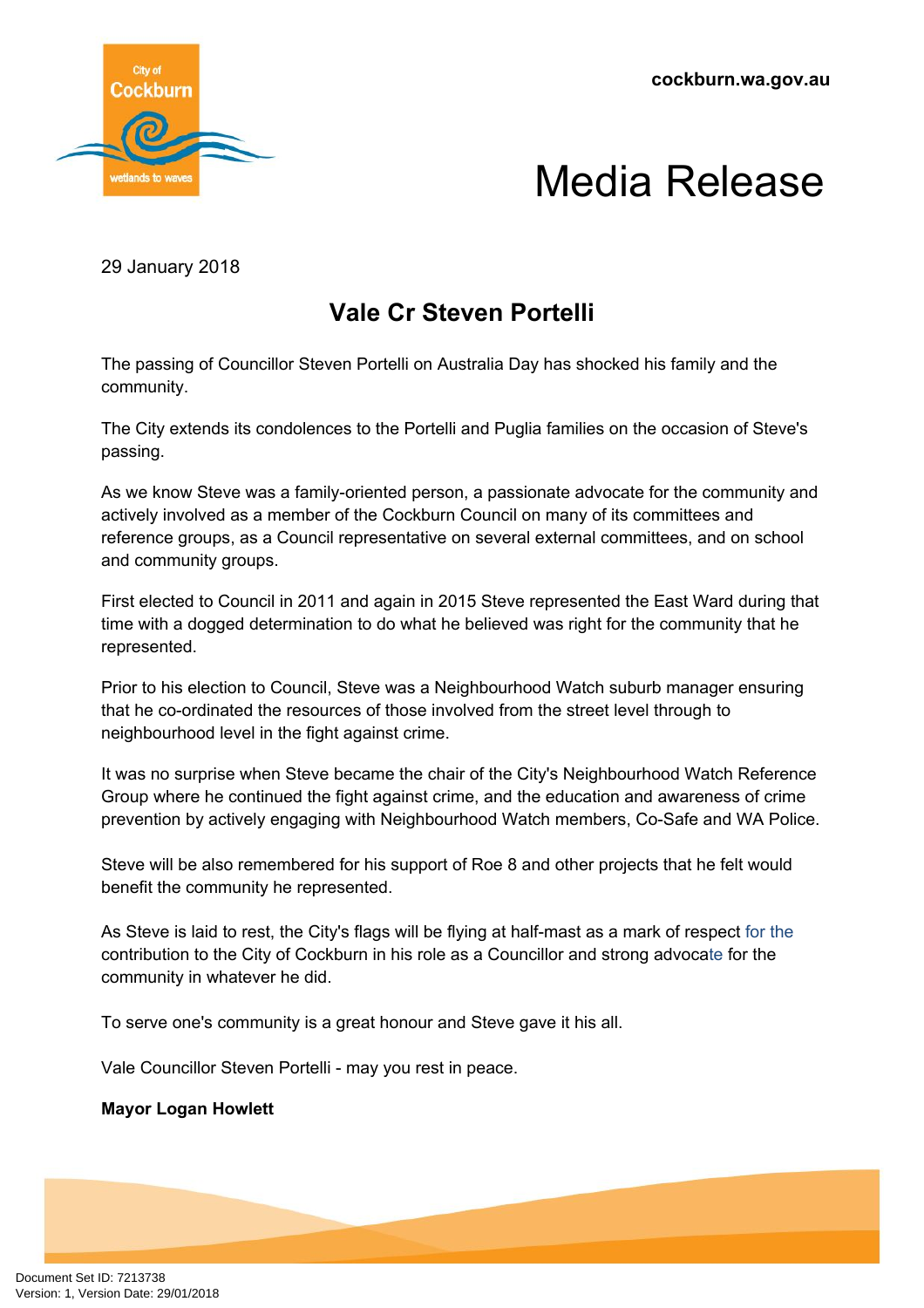cockburn.wa.gov.au

# Media Release

29 January 2018

## Vale Cr Steven Portelli

The passing of Councillor Steven Portelli on Australia Day has shocked his family and the community.

The City extends its condolences to the Portelli and Puglia families on the occasion of Steve's passing.

As we know Steve was a family-oriented person, a passionate advocate for the community and actively involved as a member of the Cockburn Council on many of its committees and reference groups, as a Council representative on several external committees, and on school and community groups.

First elected to Council in 2011 and again in 2015 Steve represented the East Ward during that time with a dogged determination to do what he believed was right for the community that he represented.

Prior to his election to Council, Steve was a Neighbourhood Watch suburb manager ensuring that he co-ordinated the resources of those involved from the street level through to neighbourhood level in the fight against crime.

It was no surprise when Steve became the chair of the City's Neighbourhood Watch Reference Group where he continued the fight against crime, and the education and awareness of crime prevention by actively engaging with Neighbourhood Watch members, Co-Safe and WA Police.

Steve will be also remembered for his support of Roe 8 and other projects that he felt would benefit the community he represented.

As Steve is laid to rest, the City's flags will be flying at half-mast as a mark of respect for the contribution to the City of Cockburn in his role as a Councillor and strong advocate for the community in whatever he did.

To serve one's community is a great honour and Steve gave it his all.

Vale Councillor Steven Portelli - may you rest in peace.

**Mayor Logan Howlett**

Document Set ID: 7213738
Version: 1, Version Date: 29/01/2018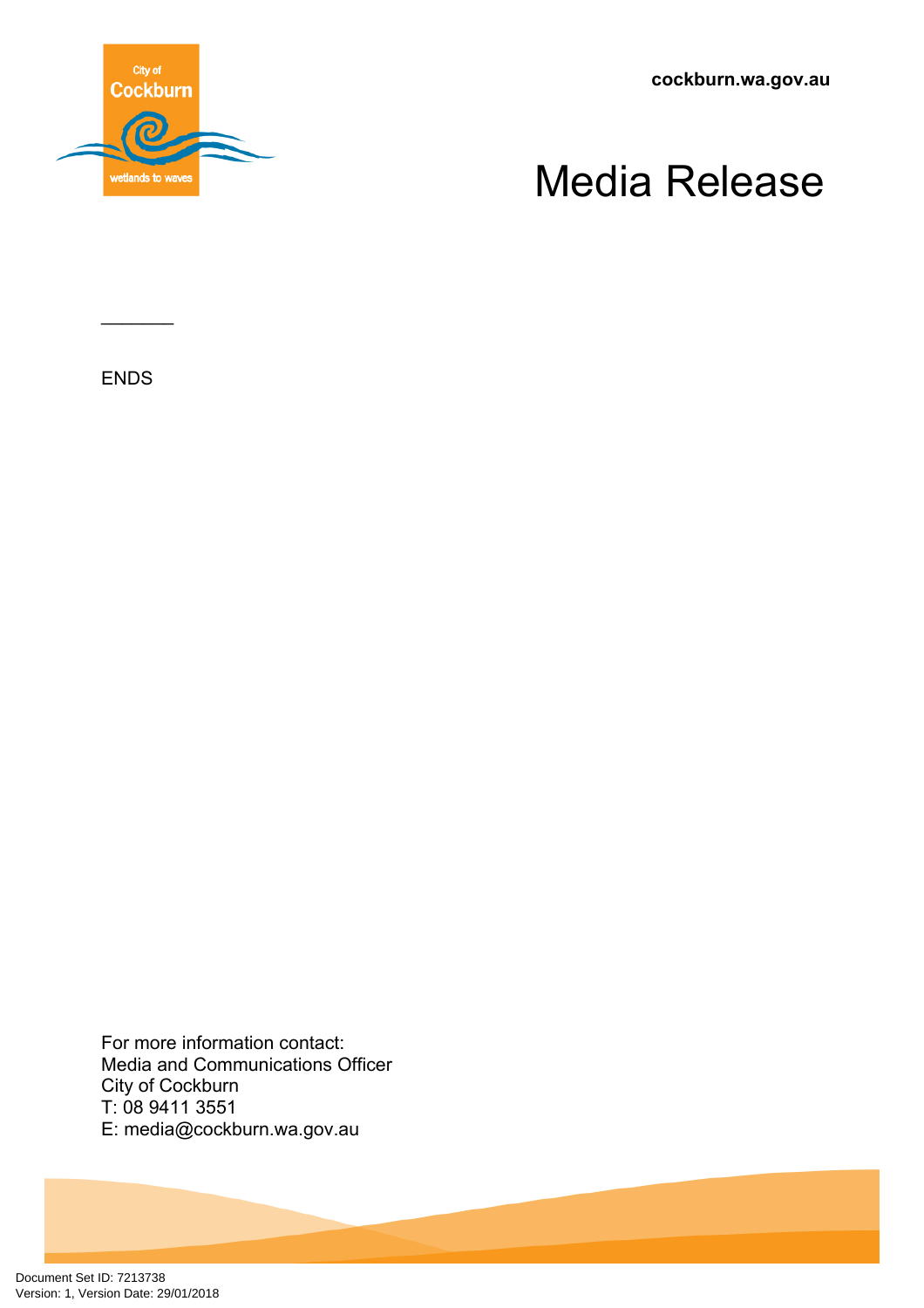cockburn.wa.gov.au

# Media Release

_______

ENDS

For more information contact:
Media and Communications Officer
City of Cockburn
T: 08 9411 3551
E: media@cockburn.wa.gov.au

Document Set ID: 7213738
Version: 1, Version Date: 29/01/2018